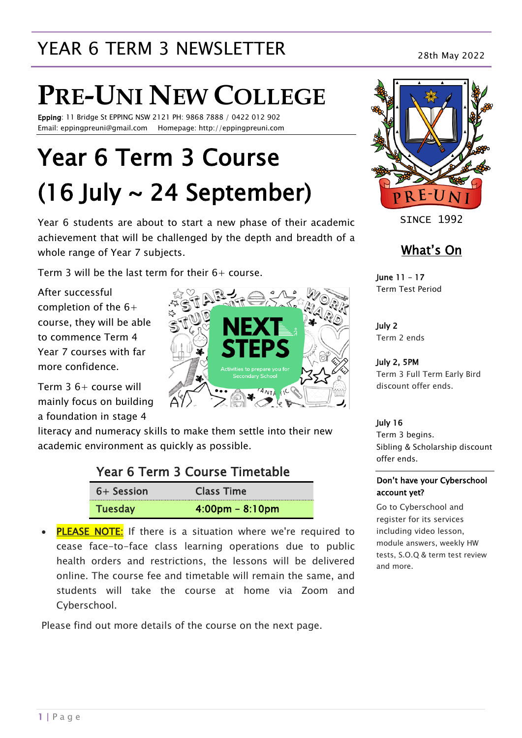# YEAR 6 TERM 3 NEWSLETTER

28th May 2022

# PRE-UNI NEW COLLEGE

**Epping**: 11 Bridge St EPPING NSW 2121 PH: 9868 7888 / 0422 012 902
Email: eppingpreuni@gmail.com Homepage: http://eppingpreuni.com

# Year 6 Term 3 Course (16 July ~ 24 September)

Year 6 students are about to start a new phase of their academic achievement that will be challenged by the depth and breadth of a whole range of Year 7 subjects.

Term 3 will be the last term for their 6+ course.

After successful completion of the 6+ course, they will be able to commence Term 4 Year 7 courses with far more confidence.

Term 3 6+ course will mainly focus on building a foundation in stage 4 literacy and numeracy skills to make them settle into their new academic environment as quickly as possible.

### Year 6 Term 3 Course Timetable

| 6+ Session | Class Time |
|---|---|
| **Tuesday** | **4:00pm – 8:10pm** |

- **PLEASE NOTE:** If there is a situation where we're required to cease face-to-face class learning operations due to public health orders and restrictions, the lessons will be delivered online. The course fee and timetable will remain the same, and students will take the course at home via Zoom and Cyberschool.

Please find out more details of the course on the next page.

PRE-UNI
SINCE 1992

## What's On

**June 11 – 17**
Term Test Period

**July 2**
Term 2 ends

**July 2, 5PM**
Term 3 Full Term Early Bird discount offer ends.

**July 16**
Term 3 begins.
Sibling & Scholarship discount offer ends.

**Don't have your Cyberschool account yet?**

Go to Cyberschool and register for its services including video lesson, module answers, weekly HW tests, S.O.Q & term test review and more.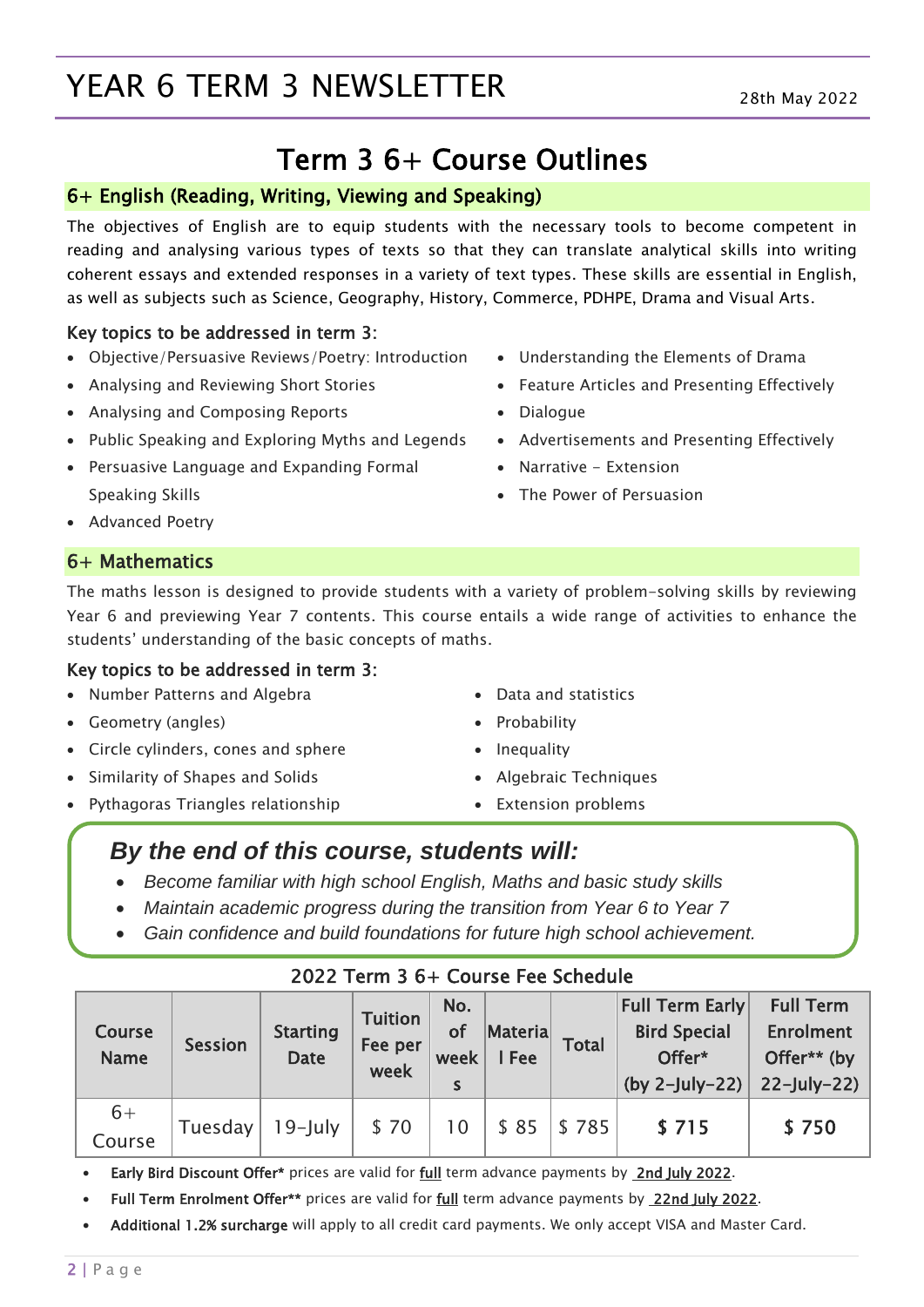# YEAR 6 TERM 3 NEWSLETTER

28th May 2022

## Term 3 6+ Course Outlines

### 6+ English (Reading, Writing, Viewing and Speaking)

The objectives of English are to equip students with the necessary tools to become competent in reading and analysing various types of texts so that they can translate analytical skills into writing coherent essays and extended responses in a variety of text types. These skills are essential in English, as well as subjects such as Science, Geography, History, Commerce, PDHPE, Drama and Visual Arts.

Key topics to be addressed in term 3:

- Objective/Persuasive Reviews/Poetry: Introduction
- Analysing and Reviewing Short Stories
- Analysing and Composing Reports
- Public Speaking and Exploring Myths and Legends
- Persuasive Language and Expanding Formal Speaking Skills
- Advanced Poetry
- Understanding the Elements of Drama
- Feature Articles and Presenting Effectively
- Dialogue
- Advertisements and Presenting Effectively
- Narrative – Extension
- The Power of Persuasion

### 6+ Mathematics

The maths lesson is designed to provide students with a variety of problem-solving skills by reviewing Year 6 and previewing Year 7 contents. This course entails a wide range of activities to enhance the students' understanding of the basic concepts of maths.

Key topics to be addressed in term 3:

- Number Patterns and Algebra
- Geometry (angles)
- Circle cylinders, cones and sphere
- Similarity of Shapes and Solids
- Pythagoras Triangles relationship
- Data and statistics
- Probability
- Inequality
- Algebraic Techniques
- Extension problems

***By the end of this course, students will:***

- *Become familiar with high school English, Maths and basic study skills*
- *Maintain academic progress during the transition from Year 6 to Year 7*
- *Gain confidence and build foundations for future high school achievement.*

### 2022 Term 3 6+ Course Fee Schedule

| Course Name | Session | Starting Date | Tuition Fee per week | No. of weeks | Material Fee | Total | Full Term Early Bird Special Offer* (by 2-July-22) | Full Term Enrolment Offer** (by 22-July-22) |
|---|---|---|---|---|---|---|---|---|
| 6+ Course | Tuesday | 19-July | $ 70 | 10 | $ 85 | $ 785 | **$ 715** | **$ 750** |

- **Early Bird Discount Offer*** prices are valid for <u>full</u> term advance payments by **<u>2nd July 2022</u>**.
- **Full Term Enrolment Offer**** prices are valid for <u>full</u> term advance payments by **<u>22nd July 2022</u>**.
- **Additional 1.2% surcharge** will apply to all credit card payments. We only accept VISA and Master Card.